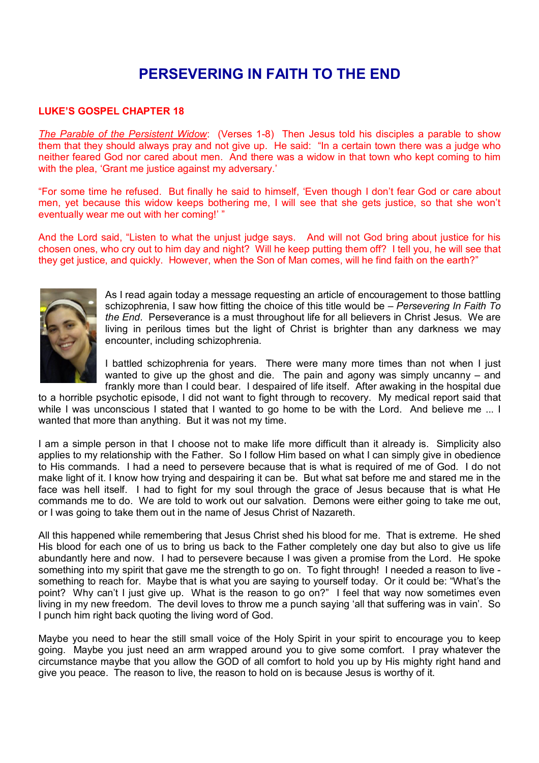# PERSEVERING IN FAITH TO THE END

## LUKE'S GOSPEL CHAPTER 18

*The Parable of the Persistent Widow*: (Verses 1-8) Then Jesus told his disciples a parable to show them that they should always pray and not give up. He said: "In a certain town there was a judge who neither feared God nor cared about men. And there was a widow in that town who kept coming to him with the plea, 'Grant me justice against my adversary.'

"For some time he refused. But finally he said to himself, 'Even though I don't fear God or care about men, yet because this widow keeps bothering me, I will see that she gets justice, so that she won't eventually wear me out with her coming!' "

And the Lord said, "Listen to what the unjust judge says. And will not God bring about justice for his chosen ones, who cry out to him day and night? Will he keep putting them off? I tell you, he will see that they get justice, and quickly. However, when the Son of Man comes, will he find faith on the earth?"

As I read again today a message requesting an article of encouragement to those battling schizophrenia, I saw how fitting the choice of this title would be – *Persevering In Faith To the End*. Perseverance is a must throughout life for all believers in Christ Jesus. We are living in perilous times but the light of Christ is brighter than any darkness we may encounter, including schizophrenia.

I battled schizophrenia for years. There were many more times than not when I just wanted to give up the ghost and die. The pain and agony was simply uncanny – and frankly more than I could bear. I despaired of life itself. After awaking in the hospital due to a horrible psychotic episode, I did not want to fight through to recovery. My medical report said that while I was unconscious I stated that I wanted to go home to be with the Lord. And believe me ... I wanted that more than anything. But it was not my time.

I am a simple person in that I choose not to make life more difficult than it already is. Simplicity also applies to my relationship with the Father. So I follow Him based on what I can simply give in obedience to His commands. I had a need to persevere because that is what is required of me of God. I do not make light of it. I know how trying and despairing it can be. But what sat before me and stared me in the face was hell itself. I had to fight for my soul through the grace of Jesus because that is what He commands me to do. We are told to work out our salvation. Demons were either going to take me out, or I was going to take them out in the name of Jesus Christ of Nazareth.

All this happened while remembering that Jesus Christ shed his blood for me. That is extreme. He shed His blood for each one of us to bring us back to the Father completely one day but also to give us life abundantly here and now. I had to persevere because I was given a promise from the Lord. He spoke something into my spirit that gave me the strength to go on. To fight through! I needed a reason to live - something to reach for. Maybe that is what you are saying to yourself today. Or it could be: "What's the point? Why can't I just give up. What is the reason to go on?" I feel that way now sometimes even living in my new freedom. The devil loves to throw me a punch saying 'all that suffering was in vain'. So I punch him right back quoting the living word of God.

Maybe you need to hear the still small voice of the Holy Spirit in your spirit to encourage you to keep going. Maybe you just need an arm wrapped around you to give some comfort. I pray whatever the circumstance maybe that you allow the GOD of all comfort to hold you up by His mighty right hand and give you peace. The reason to live, the reason to hold on is because Jesus is worthy of it.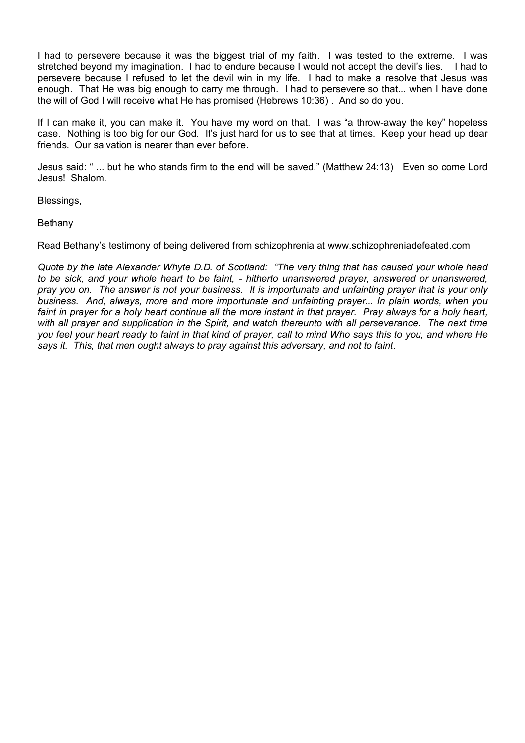I had to persevere because it was the biggest trial of my faith. I was tested to the extreme. I was stretched beyond my imagination. I had to endure because I would not accept the devil's lies. I had to persevere because I refused to let the devil win in my life. I had to make a resolve that Jesus was enough. That He was big enough to carry me through. I had to persevere so that... when I have done the will of God I will receive what He has promised (Hebrews 10:36) . And so do you.

If I can make it, you can make it. You have my word on that. I was "a throw-away the key" hopeless case. Nothing is too big for our God. It's just hard for us to see that at times. Keep your head up dear friends. Our salvation is nearer than ever before.

Jesus said: " ... but he who stands firm to the end will be saved." (Matthew 24:13) Even so come Lord Jesus! Shalom.

Blessings,

Bethany

Read Bethany's testimony of being delivered from schizophrenia at www.schizophreniadefeated.com

*Quote by the late Alexander Whyte D.D. of Scotland: "The very thing that has caused your whole head to be sick, and your whole heart to be faint, - hitherto unanswered prayer, answered or unanswered, pray you on. The answer is not your business. It is importunate and unfainting prayer that is your only business. And, always, more and more importunate and unfainting prayer... In plain words, when you faint in prayer for a holy heart continue all the more instant in that prayer. Pray always for a holy heart, with all prayer and supplication in the Spirit, and watch thereunto with all perseverance. The next time you feel your heart ready to faint in that kind of prayer, call to mind Who says this to you, and where He says it. This, that men ought always to pray against this adversary, and not to faint*.

---